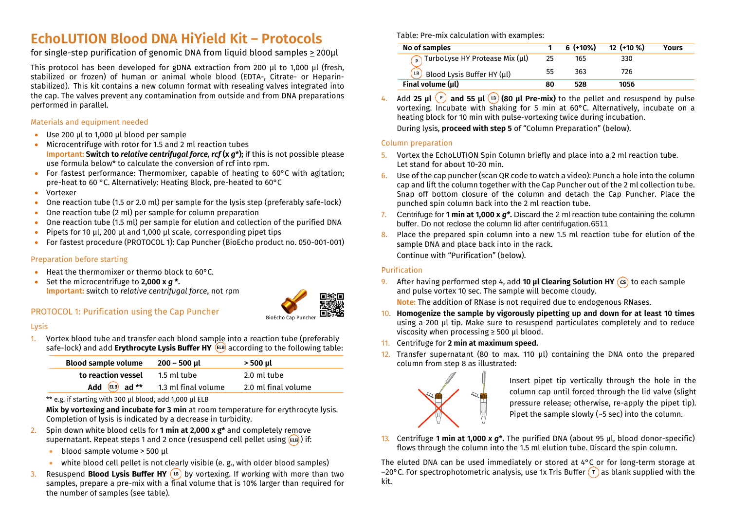# EchoLUTION Blood DNA HiYield Kit – Protocols

for single-step purification of genomic DNA from liquid blood samples ≥ 200µl

This protocol has been developed for gDNA extraction from 200 µl to 1,000 µl (fresh, stabilized or frozen) of human or animal whole blood (EDTA-, Citrate- or Heparin-stabilized). This kit contains a new column format with resealing valves integrated into the cap. The valves prevent any contamination from outside and from DNA preparations performed in parallel.

## Materials and equipment needed

- Use 200 µl to 1,000 µl blood per sample
- Microcentrifuge with rotor for 1.5 and 2 ml reaction tubes
  **Important:** **Switch to *relative centrifugal force, rcf* (x *g*\*);** if this is not possible please use formula below\* to calculate the conversion of rcf into rpm.
- For fastest performance: Thermomixer, capable of heating to 60°C with agitation; pre-heat to 60 °C. Alternatively: Heating Block, pre-heated to 60°C
- Vortexer
- One reaction tube (1.5 or 2.0 ml) per sample for the lysis step (preferably safe-lock)
- One reaction tube (2 ml) per sample for column preparation
- One reaction tube (1.5 ml) per sample for elution and collection of the purified DNA
- Pipets for 10 µl, 200 µl and 1,000 µl scale, corresponding pipet tips
- For fastest procedure (PROTOCOL 1): Cap Puncher (BioEcho product no. 050-001-001)

## Preparation before starting

- Heat the thermomixer or thermo block to 60°C.
- Set the microcentrifuge to **2,000 x *g* \*.**
  **Important:** switch to *relative centrifugal force*, not rpm

## PROTOCOL 1: Purification using the Cap Puncher

BioEcho Cap Puncher

### Lysis

1. Vortex blood tube and transfer each blood sample into a reaction tube (preferably safe-lock) and add **Erythrocyte Lysis Buffer HY** (ELB) according to the following table:

| Blood sample volume | 200 – 500 µl | > 500 µl |
|---|---|---|
| to reaction vessel | 1.5 ml tube | 2.0 ml tube |
| Add (ELB) ad ** | 1.3 ml final volume | 2.0 ml final volume |

\*\* e.g. if starting with 300 µl blood, add 1,000 µl ELB

**Mix by vortexing and incubate for 3 min** at room temperature for erythrocyte lysis. Completion of lysis is indicated by a decrease in turbidity.

2. Spin down white blood cells for **1 min at 2,000 x g\*** and completely remove supernatant. Repeat steps 1 and 2 once (resuspend cell pellet using (ELB)) if:
   - blood sample volume > 500 µl
   - white blood cell pellet is not clearly visible (e. g., with older blood samples)
3. Resuspend **Blood Lysis Buffer HY** (LB) by vortexing. If working with more than two samples, prepare a pre-mix with a final volume that is 10% larger than required for the number of samples (see table).

Table: Pre-mix calculation with examples:

| No of samples | 1 | 6 (+10%) | 12 (+10 %) | Yours |
|---|---|---|---|---|
| (P) TurboLyse HY Protease Mix (µl) | 25 | 165 | 330 | |
| (LB) Blood Lysis Buffer HY (µl) | 55 | 363 | 726 | |
| **Final volume (µl)** | **80** | **528** | **1056** | |

4. Add **25 µl** (P) **and 55 µl** (LB) **(80 µl Pre-mix)** to the pellet and resuspend by pulse vortexing. Incubate with shaking for 5 min at 60°C. Alternatively, incubate on a heating block for 10 min with pulse-vortexing twice during incubation.
   During lysis, **proceed with step 5** of "Column Preparation" (below).

### Column preparation

5. Vortex the EchoLUTION Spin Column briefly and place into a 2 ml reaction tube. Let stand for about 10-20 min.
6. Use of the cap puncher (scan QR code to watch a video): Punch a hole into the column cap and lift the column together with the Cap Puncher out of the 2 ml collection tube. Snap off bottom closure of the column and detach the Cap Puncher. Place the punched spin column back into the 2 ml reaction tube.
7. Centrifuge for **1 min at 1,000 x *g*\*.** Discard the 2 ml reaction tube containing the column buffer. Do not reclose the column lid after centrifugation.6511
8. Place the prepared spin column into a new 1.5 ml reaction tube for elution of the sample DNA and place back into the rack.
   Continue with "Purification" (below).

### Purification

9. After having performed step 4, add **10 µl Clearing Solution HY** (CS) to each sample and pulse vortex 10 sec. The sample will become cloudy.
   **Note:** The addition of RNase is not required due to endogenous RNases.
10. **Homogenize the sample by vigorously pipetting up and down for at least 10 times** using a 200 µl tip. Make sure to resuspend particulates completely and to reduce viscosity when processing ≥ 500 µl blood.
11. Centrifuge for **2 min at maximum speed.**
12. Transfer supernatant (80 to max. 110 µl) containing the DNA onto the prepared column from step 8 as illustrated:

    Insert pipet tip vertically through the hole in the column cap until forced through the lid valve (slight pressure release; otherwise, re-apply the pipet tip). Pipet the sample slowly (~5 sec) into the column.

13. Centrifuge **1 min at 1,000 *x g*\*.** The purified DNA (about 95 µl, blood donor-specific) flows through the column into the 1.5 ml elution tube. Discard the spin column.

The eluted DNA can be used immediately or stored at 4°C or for long-term storage at −20°C. For spectrophotometric analysis, use 1x Tris Buffer (T) as blank supplied with the kit.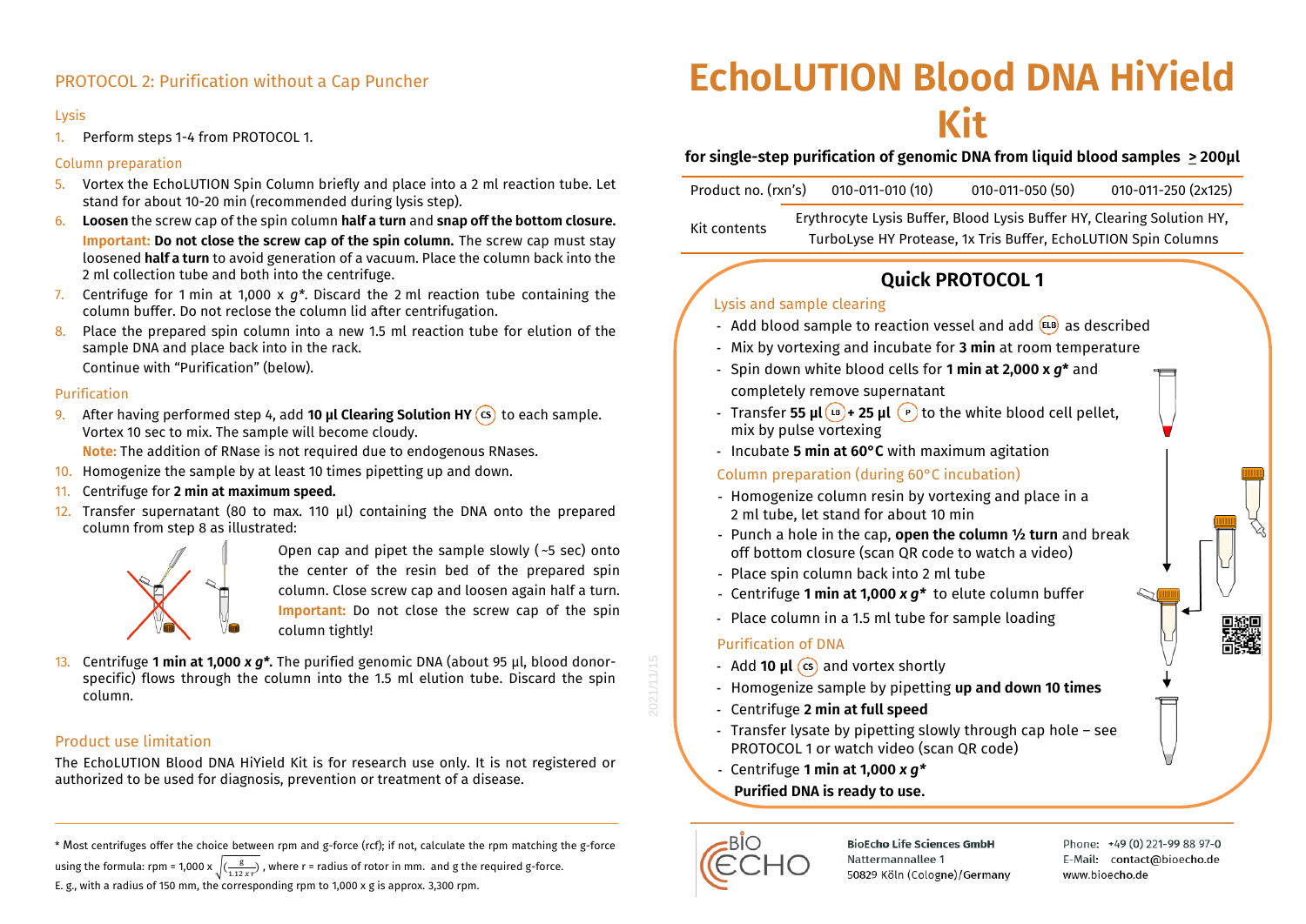## PROTOCOL 2: Purification without a Cap Puncher

### Lysis

1. Perform steps 1-4 from PROTOCOL 1.

### Column preparation

5. Vortex the EchoLUTION Spin Column briefly and place into a 2 ml reaction tube. Let stand for about 10-20 min (recommended during lysis step).
6. **Loosen** the screw cap of the spin column **half a turn** and **snap off the bottom closure.**
   **Important: Do not close the screw cap of the spin column.** The screw cap must stay loosened **half a turn** to avoid generation of a vacuum. Place the column back into the 2 ml collection tube and both into the centrifuge.
7. Centrifuge for 1 min at 1,000 x *g*\*. Discard the 2 ml reaction tube containing the column buffer. Do not reclose the column lid after centrifugation.
8. Place the prepared spin column into a new 1.5 ml reaction tube for elution of the sample DNA and place back into in the rack.
   Continue with "Purification" (below).

### Purification

9. After having performed step 4, add **10 µl Clearing Solution HY** (CS) to each sample. Vortex 10 sec to mix. The sample will become cloudy.
   **Note:** The addition of RNase is not required due to endogenous RNases.
10. Homogenize the sample by at least 10 times pipetting up and down.
11. Centrifuge for **2 min at maximum speed.**
12. Transfer supernatant (80 to max. 110 µl) containing the DNA onto the prepared column from step 8 as illustrated:
    Open cap and pipet the sample slowly (~5 sec) onto the center of the resin bed of the prepared spin column. Close screw cap and loosen again half a turn. **Important:** Do not close the screw cap of the spin column tightly!
13. Centrifuge **1 min at 1,000 *x g*\*.** The purified genomic DNA (about 95 µl, blood donor-specific) flows through the column into the 1.5 ml elution tube. Discard the spin column.

### Product use limitation

The EchoLUTION Blood DNA HiYield Kit is for research use only. It is not registered or authorized to be used for diagnosis, prevention or treatment of a disease.

\* Most centrifuges offer the choice between rpm and g-force (rcf); if not, calculate the rpm matching the g-force using the formula: rpm = 1,000 x $\sqrt{\left(\frac{g}{1.12 \times r}\right)}$ , where r = radius of rotor in mm. and g the required g-force.
E. g., with a radius of 150 mm, the corresponding rpm to 1,000 x g is approx. 3,300 rpm.

2021/11/15

# EchoLUTION Blood DNA HiYield Kit

**for single-step purification of genomic DNA from liquid blood samples ≥ 200µl**

| | | | |
|---|---|---|---|
| Product no. (rxn's) | 010-011-010 (10) | 010-011-050 (50) | 010-011-250 (2x125) |
| Kit contents | Erythrocyte Lysis Buffer, Blood Lysis Buffer HY, Clearing Solution HY, TurboLyse HY Protease, 1x Tris Buffer, EchoLUTION Spin Columns | | |

## Quick PROTOCOL 1

### Lysis and sample clearing

- Add blood sample to reaction vessel and add (ELB) as described
- Mix by vortexing and incubate for **3 min** at room temperature
- Spin down white blood cells for **1 min at 2,000 x *g*\*** and completely remove supernatant
- Transfer **55 µl** (LB) **+ 25 µl** (P) to the white blood cell pellet, mix by pulse vortexing
- Incubate **5 min at 60°C** with maximum agitation

### Column preparation (during 60°C incubation)

- Homogenize column resin by vortexing and place in a 2 ml tube, let stand for about 10 min
- Punch a hole in the cap, **open the column ½ turn** and break off bottom closure (scan QR code to watch a video)
- Place spin column back into 2 ml tube
- Centrifuge **1 min at 1,000 *x g*\*** to elute column buffer
- Place column in a 1.5 ml tube for sample loading

### Purification of DNA

- Add **10 µl** (CS) and vortex shortly
- Homogenize sample by pipetting **up and down 10 times**
- Centrifuge **2 min at full speed**
- Transfer lysate by pipetting slowly through cap hole – see PROTOCOL 1 or watch video (scan QR code)
- Centrifuge **1 min at 1,000 *x g*\***

**Purified DNA is ready to use.**

BioEcho Life Sciences GmbH
Nattermannallee 1
50829 Köln (Cologne)/Germany

Phone: +49 (0) 221-99 88 97-0
E-Mail: contact@bioecho.de
www.bioecho.de